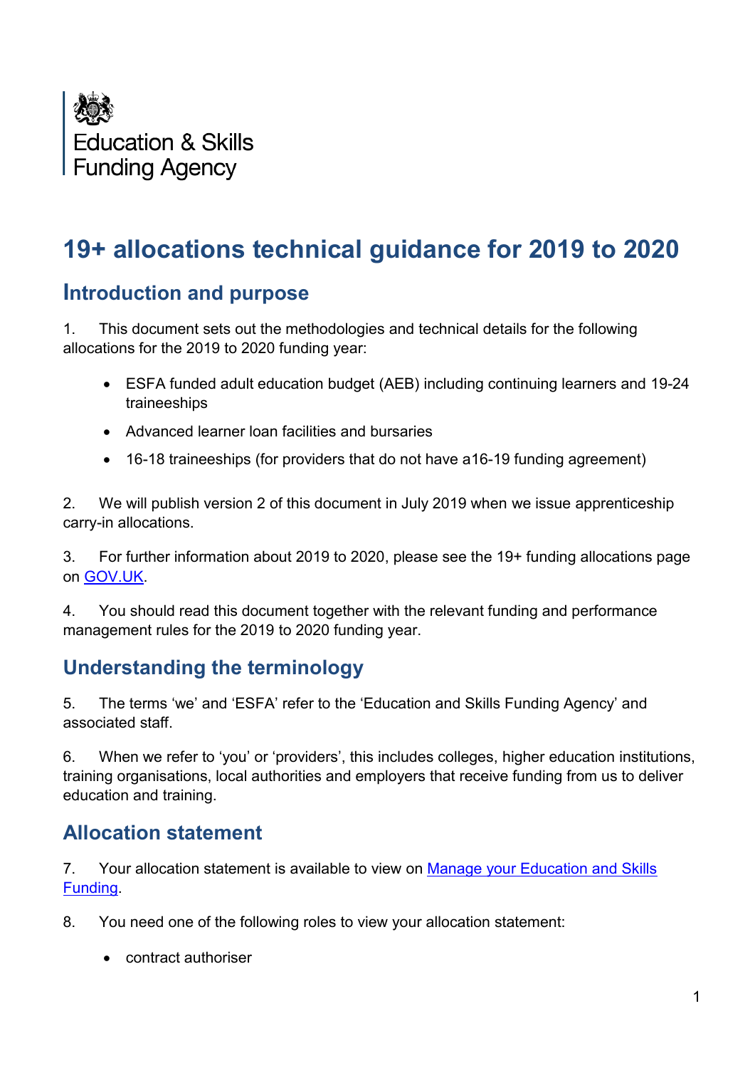Education & Skills Funding Agency

# 19+ allocations technical guidance for 2019 to 2020

## Introduction and purpose

1. This document sets out the methodologies and technical details for the following allocations for the 2019 to 2020 funding year:

- ESFA funded adult education budget (AEB) including continuing learners and 19-24 traineeships
- Advanced learner loan facilities and bursaries
- 16-18 traineeships (for providers that do not have a16-19 funding agreement)

2. We will publish version 2 of this document in July 2019 when we issue apprenticeship carry-in allocations.

3. For further information about 2019 to 2020, please see the 19+ funding allocations page on [GOV.UK](GOV.UK).

4. You should read this document together with the relevant funding and performance management rules for the 2019 to 2020 funding year.

## Understanding the terminology

5. The terms 'we' and 'ESFA' refer to the 'Education and Skills Funding Agency' and associated staff.

6. When we refer to 'you' or 'providers', this includes colleges, higher education institutions, training organisations, local authorities and employers that receive funding from us to deliver education and training.

## Allocation statement

7. Your allocation statement is available to view on [Manage your Education and Skills Funding](Manage your Education and Skills Funding).

8. You need one of the following roles to view your allocation statement:

- contract authoriser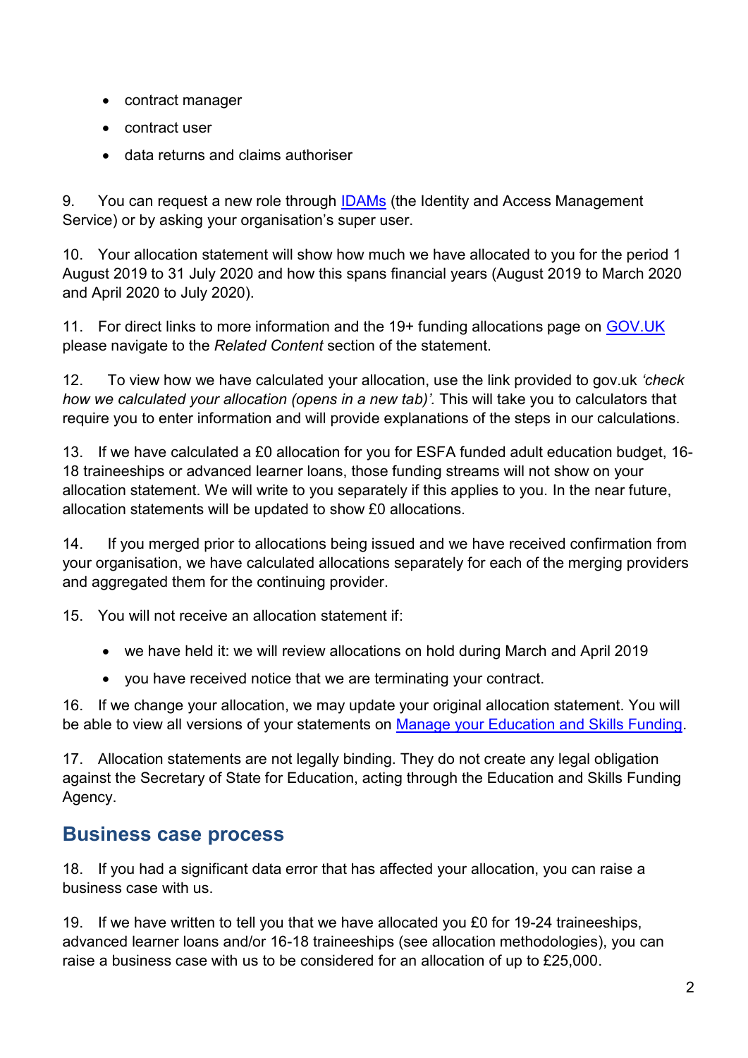- contract manager
- contract user
- data returns and claims authoriser

9. You can request a new role through IDAMs (the Identity and Access Management Service) or by asking your organisation's super user.

10. Your allocation statement will show how much we have allocated to you for the period 1 August 2019 to 31 July 2020 and how this spans financial years (August 2019 to March 2020 and April 2020 to July 2020).

11. For direct links to more information and the 19+ funding allocations page on GOV.UK please navigate to the *Related Content* section of the statement.

12. To view how we have calculated your allocation, use the link provided to gov.uk *'check how we calculated your allocation (opens in a new tab)'.* This will take you to calculators that require you to enter information and will provide explanations of the steps in our calculations.

13. If we have calculated a £0 allocation for you for ESFA funded adult education budget, 16-18 traineeships or advanced learner loans, those funding streams will not show on your allocation statement. We will write to you separately if this applies to you. In the near future, allocation statements will be updated to show £0 allocations.

14. If you merged prior to allocations being issued and we have received confirmation from your organisation, we have calculated allocations separately for each of the merging providers and aggregated them for the continuing provider.

15. You will not receive an allocation statement if:

- we have held it: we will review allocations on hold during March and April 2019
- you have received notice that we are terminating your contract.

16. If we change your allocation, we may update your original allocation statement. You will be able to view all versions of your statements on Manage your Education and Skills Funding.

17. Allocation statements are not legally binding. They do not create any legal obligation against the Secretary of State for Education, acting through the Education and Skills Funding Agency.

## Business case process

18. If you had a significant data error that has affected your allocation, you can raise a business case with us.

19. If we have written to tell you that we have allocated you £0 for 19-24 traineeships, advanced learner loans and/or 16-18 traineeships (see allocation methodologies), you can raise a business case with us to be considered for an allocation of up to £25,000.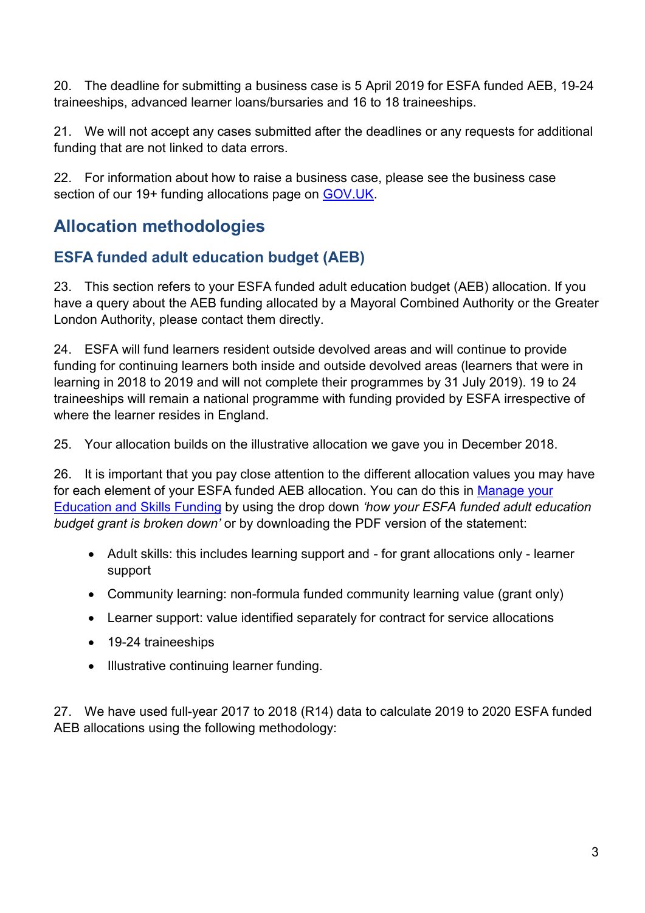20. The deadline for submitting a business case is 5 April 2019 for ESFA funded AEB, 19-24 traineeships, advanced learner loans/bursaries and 16 to 18 traineeships.

21. We will not accept any cases submitted after the deadlines or any requests for additional funding that are not linked to data errors.

22. For information about how to raise a business case, please see the business case section of our 19+ funding allocations page on [GOV.UK](GOV.UK).

## Allocation methodologies

### ESFA funded adult education budget (AEB)

23. This section refers to your ESFA funded adult education budget (AEB) allocation. If you have a query about the AEB funding allocated by a Mayoral Combined Authority or the Greater London Authority, please contact them directly.

24. ESFA will fund learners resident outside devolved areas and will continue to provide funding for continuing learners both inside and outside devolved areas (learners that were in learning in 2018 to 2019 and will not complete their programmes by 31 July 2019). 19 to 24 traineeships will remain a national programme with funding provided by ESFA irrespective of where the learner resides in England.

25. Your allocation builds on the illustrative allocation we gave you in December 2018.

26. It is important that you pay close attention to the different allocation values you may have for each element of your ESFA funded AEB allocation. You can do this in Manage your Education and Skills Funding by using the drop down *'how your ESFA funded adult education budget grant is broken down'* or by downloading the PDF version of the statement:

- Adult skills: this includes learning support and - for grant allocations only - learner support
- Community learning: non-formula funded community learning value (grant only)
- Learner support: value identified separately for contract for service allocations
- 19-24 traineeships
- Illustrative continuing learner funding.

27. We have used full-year 2017 to 2018 (R14) data to calculate 2019 to 2020 ESFA funded AEB allocations using the following methodology: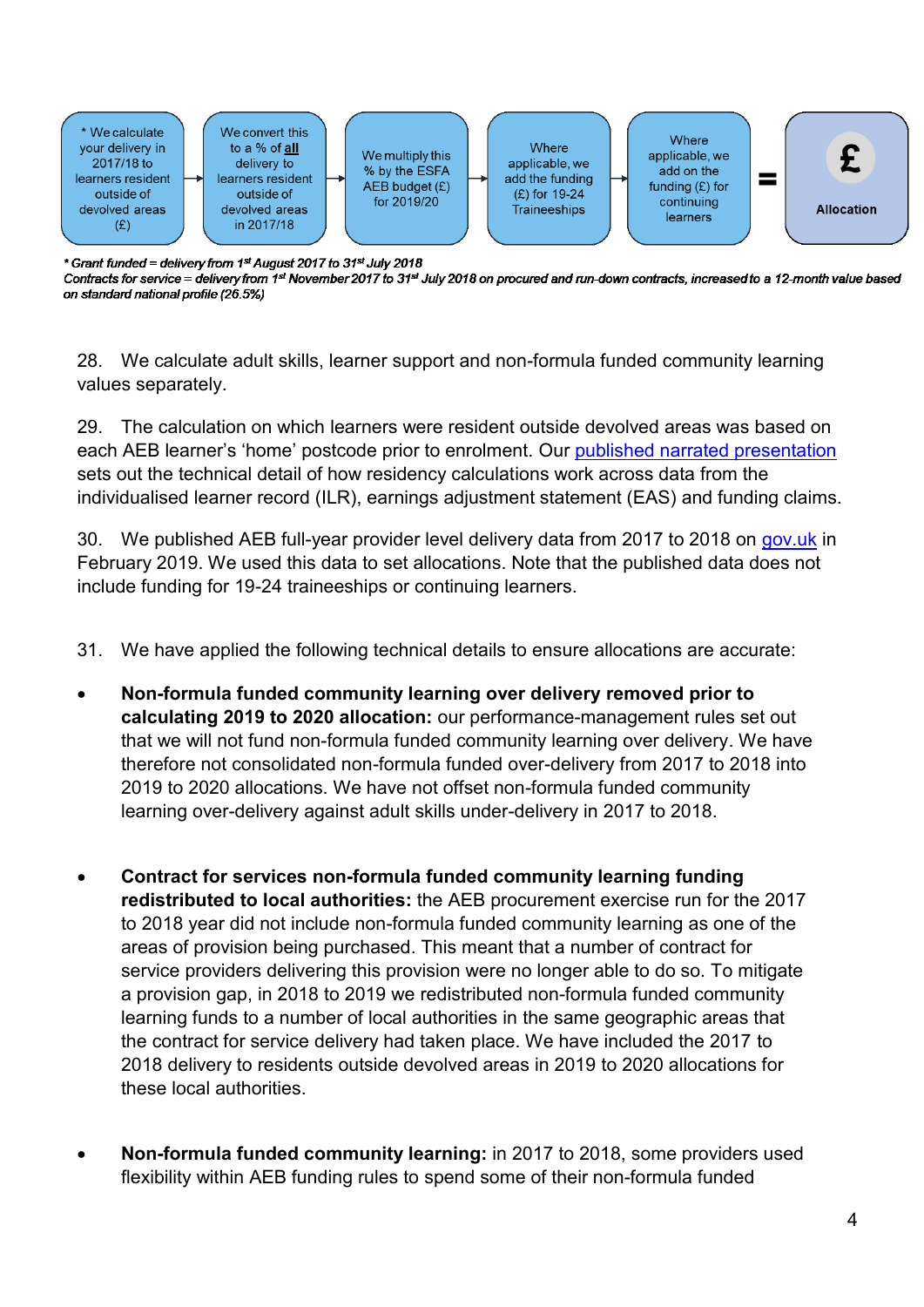\* We calculate your delivery in 2017/18 to learners resident outside of devolved areas (£) → We convert this to a % of **all** delivery to learners resident outside of devolved areas in 2017/18 → We multiply this % by the ESFA AEB budget (£) for 2019/20 → Where applicable, we add the funding (£) for 19-24 Traineeships → Where applicable, we add on the funding (£) for continuing learners = **£ Allocation**

*\* Grant funded = delivery from 1st August 2017 to 31st July 2018*
*Contracts for service = delivery from 1st November 2017 to 31st July 2018 on procured and run-down contracts, increased to a 12-month value based on standard national profile (26.5%)*

28. We calculate adult skills, learner support and non-formula funded community learning values separately.

29. The calculation on which learners were resident outside devolved areas was based on each AEB learner's 'home' postcode prior to enrolment. Our published narrated presentation sets out the technical detail of how residency calculations work across data from the individualised learner record (ILR), earnings adjustment statement (EAS) and funding claims.

30. We published AEB full-year provider level delivery data from 2017 to 2018 on gov.uk in February 2019. We used this data to set allocations. Note that the published data does not include funding for 19-24 traineeships or continuing learners.

31. We have applied the following technical details to ensure allocations are accurate:

- **Non-formula funded community learning over delivery removed prior to calculating 2019 to 2020 allocation:** our performance-management rules set out that we will not fund non-formula funded community learning over delivery. We have therefore not consolidated non-formula funded over-delivery from 2017 to 2018 into 2019 to 2020 allocations. We have not offset non-formula funded community learning over-delivery against adult skills under-delivery in 2017 to 2018.

- **Contract for services non-formula funded community learning funding redistributed to local authorities:** the AEB procurement exercise run for the 2017 to 2018 year did not include non-formula funded community learning as one of the areas of provision being purchased. This meant that a number of contract for service providers delivering this provision were no longer able to do so. To mitigate a provision gap, in 2018 to 2019 we redistributed non-formula funded community learning funds to a number of local authorities in the same geographic areas that the contract for service delivery had taken place. We have included the 2017 to 2018 delivery to residents outside devolved areas in 2019 to 2020 allocations for these local authorities.

- **Non-formula funded community learning:** in 2017 to 2018, some providers used flexibility within AEB funding rules to spend some of their non-formula funded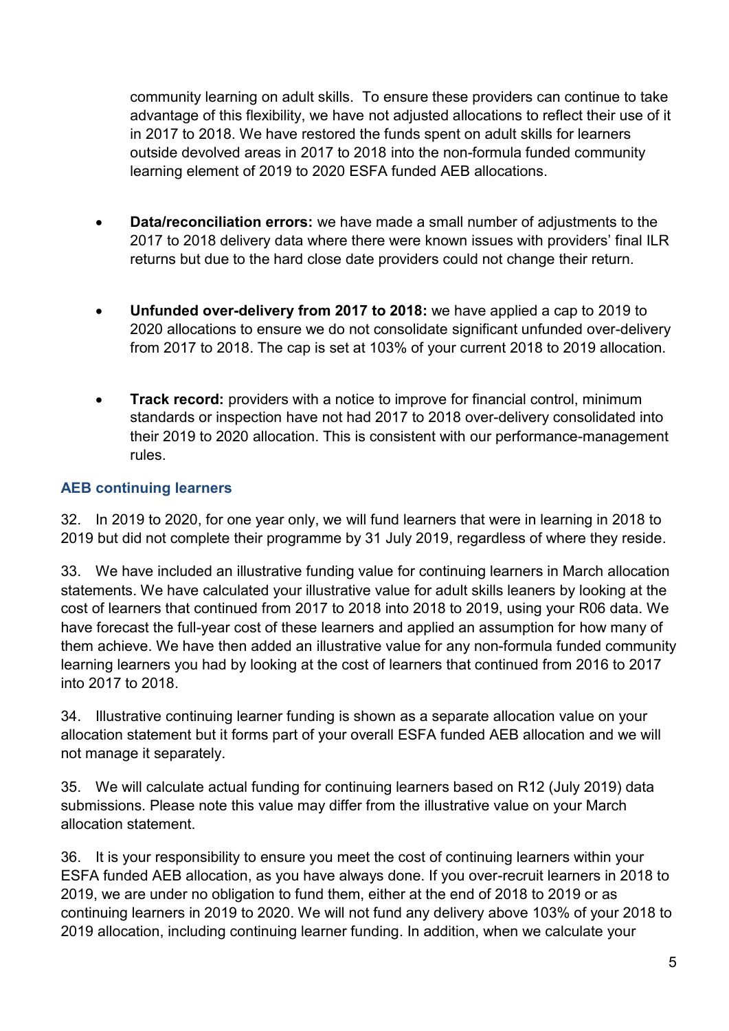community learning on adult skills. To ensure these providers can continue to take advantage of this flexibility, we have not adjusted allocations to reflect their use of it in 2017 to 2018. We have restored the funds spent on adult skills for learners outside devolved areas in 2017 to 2018 into the non-formula funded community learning element of 2019 to 2020 ESFA funded AEB allocations.

- **Data/reconciliation errors:** we have made a small number of adjustments to the 2017 to 2018 delivery data where there were known issues with providers' final ILR returns but due to the hard close date providers could not change their return.

- **Unfunded over-delivery from 2017 to 2018:** we have applied a cap to 2019 to 2020 allocations to ensure we do not consolidate significant unfunded over-delivery from 2017 to 2018. The cap is set at 103% of your current 2018 to 2019 allocation.

- **Track record:** providers with a notice to improve for financial control, minimum standards or inspection have not had 2017 to 2018 over-delivery consolidated into their 2019 to 2020 allocation. This is consistent with our performance-management rules.

### AEB continuing learners

32. In 2019 to 2020, for one year only, we will fund learners that were in learning in 2018 to 2019 but did not complete their programme by 31 July 2019, regardless of where they reside.

33. We have included an illustrative funding value for continuing learners in March allocation statements. We have calculated your illustrative value for adult skills leaners by looking at the cost of learners that continued from 2017 to 2018 into 2018 to 2019, using your R06 data. We have forecast the full-year cost of these learners and applied an assumption for how many of them achieve. We have then added an illustrative value for any non-formula funded community learning learners you had by looking at the cost of learners that continued from 2016 to 2017 into 2017 to 2018.

34. Illustrative continuing learner funding is shown as a separate allocation value on your allocation statement but it forms part of your overall ESFA funded AEB allocation and we will not manage it separately.

35. We will calculate actual funding for continuing learners based on R12 (July 2019) data submissions. Please note this value may differ from the illustrative value on your March allocation statement.

36. It is your responsibility to ensure you meet the cost of continuing learners within your ESFA funded AEB allocation, as you have always done. If you over-recruit learners in 2018 to 2019, we are under no obligation to fund them, either at the end of 2018 to 2019 or as continuing learners in 2019 to 2020. We will not fund any delivery above 103% of your 2018 to 2019 allocation, including continuing learner funding. In addition, when we calculate your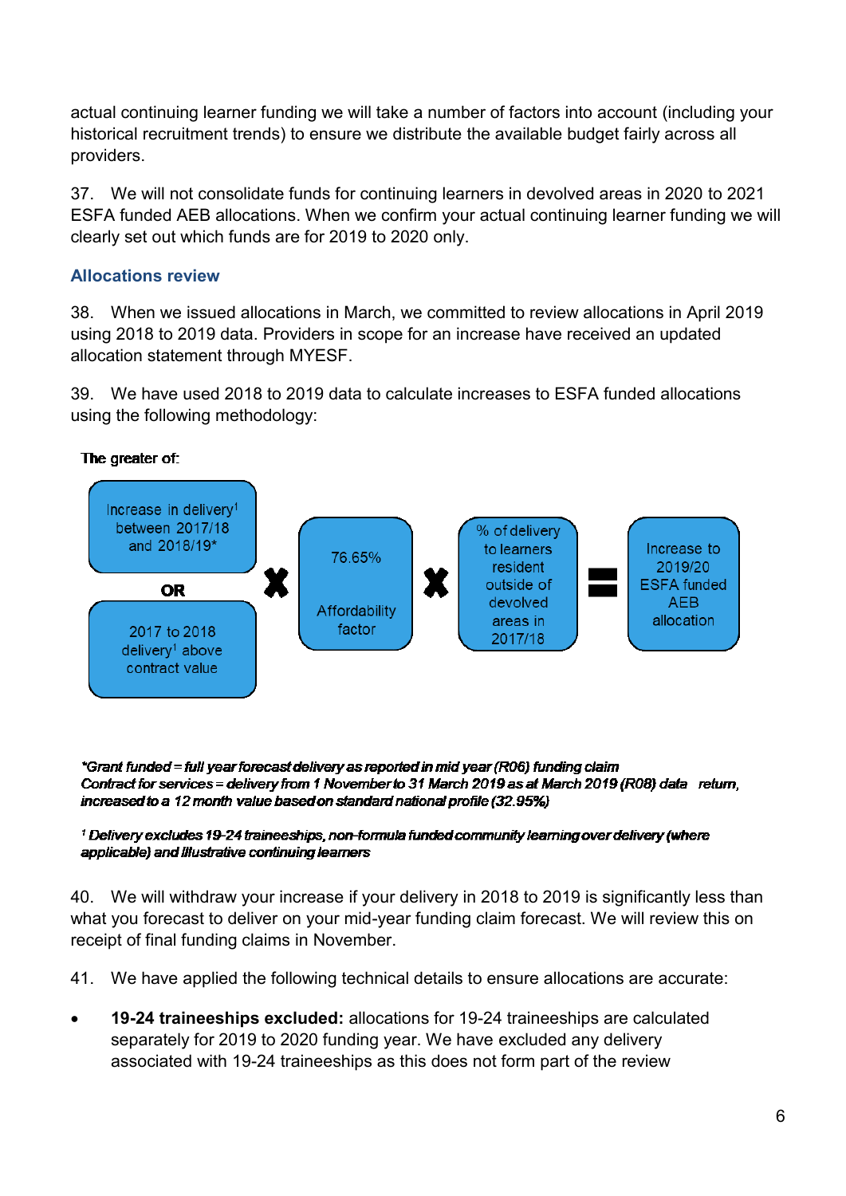actual continuing learner funding we will take a number of factors into account (including your historical recruitment trends) to ensure we distribute the available budget fairly across all providers.

37. We will not consolidate funds for continuing learners in devolved areas in 2020 to 2021 ESFA funded AEB allocations. When we confirm your actual continuing learner funding we will clearly set out which funds are for 2019 to 2020 only.

## Allocations review

38. When we issued allocations in March, we committed to review allocations in April 2019 using 2018 to 2019 data. Providers in scope for an increase have received an updated allocation statement through MYESF.

39. We have used 2018 to 2019 data to calculate increases to ESFA funded allocations using the following methodology:

The greater of:

Increase in delivery[1] between 2017/18 and 2018/19*

OR

2017 to 2018 delivery[1] above contract value

X

76.65% Affordability factor

X

% of delivery to learners resident outside of devolved areas in 2017/18

=

Increase to 2019/20 ESFA funded AEB allocation

*\*Grant funded = full year forecast delivery as reported in mid year (R06) funding claim*
*Contract for services = delivery from 1 November to 31 March 2019 as at March 2019 (R08) data return, increased to a 12 month value based on standard national profile (32.95%)*

*[1] Delivery excludes 19-24 traineeships, non-formula funded community learning over delivery (where applicable) and illustrative continuing learners*

40. We will withdraw your increase if your delivery in 2018 to 2019 is significantly less than what you forecast to deliver on your mid-year funding claim forecast. We will review this on receipt of final funding claims in November.

41. We have applied the following technical details to ensure allocations are accurate:

- **19-24 traineeships excluded:** allocations for 19-24 traineeships are calculated separately for 2019 to 2020 funding year. We have excluded any delivery associated with 19-24 traineeships as this does not form part of the review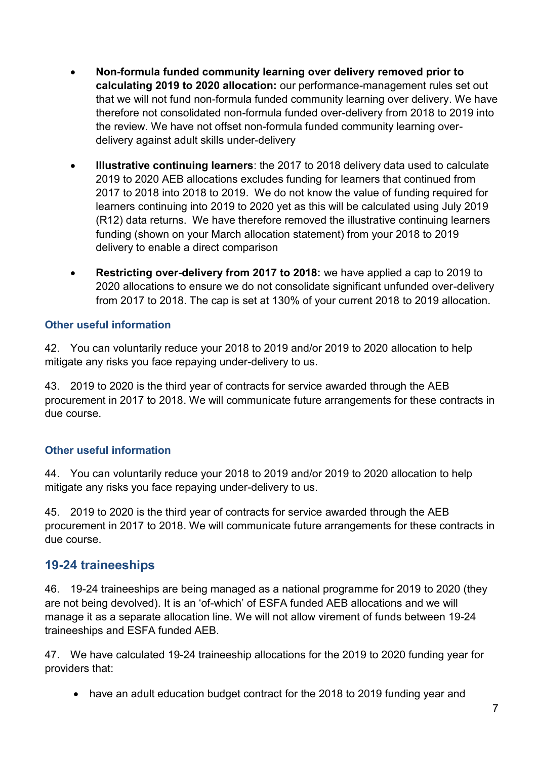- **Non-formula funded community learning over delivery removed prior to calculating 2019 to 2020 allocation:** our performance-management rules set out that we will not fund non-formula funded community learning over delivery. We have therefore not consolidated non-formula funded over-delivery from 2018 to 2019 into the review. We have not offset non-formula funded community learning over-delivery against adult skills under-delivery

- **Illustrative continuing learners**: the 2017 to 2018 delivery data used to calculate 2019 to 2020 AEB allocations excludes funding for learners that continued from 2017 to 2018 into 2018 to 2019. We do not know the value of funding required for learners continuing into 2019 to 2020 yet as this will be calculated using July 2019 (R12) data returns. We have therefore removed the illustrative continuing learners funding (shown on your March allocation statement) from your 2018 to 2019 delivery to enable a direct comparison

- **Restricting over-delivery from 2017 to 2018:** we have applied a cap to 2019 to 2020 allocations to ensure we do not consolidate significant unfunded over-delivery from 2017 to 2018. The cap is set at 130% of your current 2018 to 2019 allocation.

### Other useful information

42. You can voluntarily reduce your 2018 to 2019 and/or 2019 to 2020 allocation to help mitigate any risks you face repaying under-delivery to us.

43. 2019 to 2020 is the third year of contracts for service awarded through the AEB procurement in 2017 to 2018. We will communicate future arrangements for these contracts in due course.

### Other useful information

44. You can voluntarily reduce your 2018 to 2019 and/or 2019 to 2020 allocation to help mitigate any risks you face repaying under-delivery to us.

45. 2019 to 2020 is the third year of contracts for service awarded through the AEB procurement in 2017 to 2018. We will communicate future arrangements for these contracts in due course.

## 19-24 traineeships

46. 19-24 traineeships are being managed as a national programme for 2019 to 2020 (they are not being devolved). It is an 'of-which' of ESFA funded AEB allocations and we will manage it as a separate allocation line. We will not allow virement of funds between 19-24 traineeships and ESFA funded AEB.

47. We have calculated 19-24 traineeship allocations for the 2019 to 2020 funding year for providers that:

- have an adult education budget contract for the 2018 to 2019 funding year and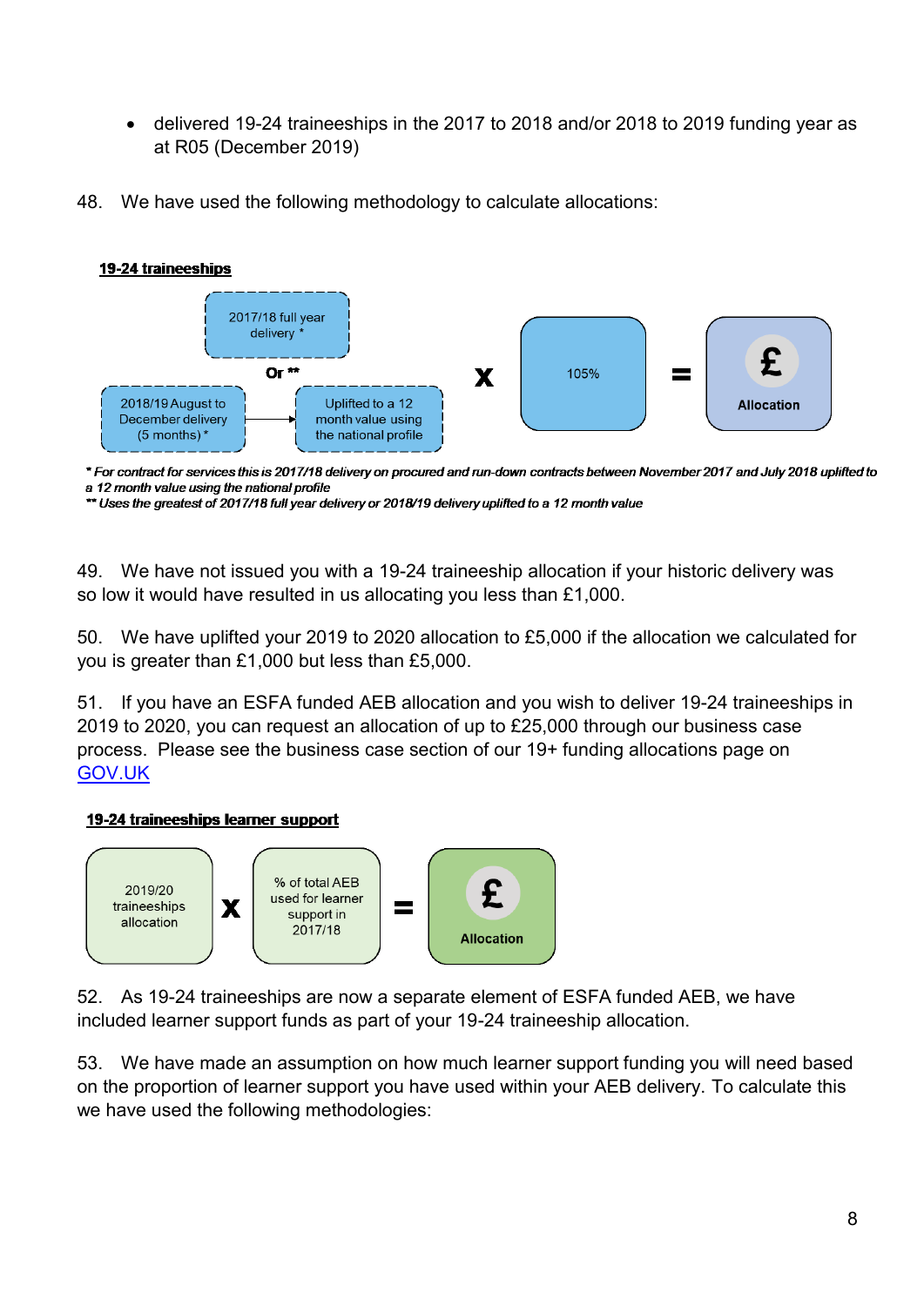- delivered 19-24 traineeships in the 2017 to 2018 and/or 2018 to 2019 funding year as at R05 (December 2019)

48. We have used the following methodology to calculate allocations:

**19-24 traineeships**

2017/18 full year delivery *

Or **

2018/19 August to December delivery (5 months) * → Uplifted to a 12 month value using the national profile

X 105% = Allocation

*\* For contract for services this is 2017/18 delivery on procured and run-down contracts between November 2017 and July 2018 uplifted to a 12 month value using the national profile*
*\*\* Uses the greatest of 2017/18 full year delivery or 2018/19 delivery uplifted to a 12 month value*

49. We have not issued you with a 19-24 traineeship allocation if your historic delivery was so low it would have resulted in us allocating you less than £1,000.

50. We have uplifted your 2019 to 2020 allocation to £5,000 if the allocation we calculated for you is greater than £1,000 but less than £5,000.

51. If you have an ESFA funded AEB allocation and you wish to deliver 19-24 traineeships in 2019 to 2020, you can request an allocation of up to £25,000 through our business case process. Please see the business case section of our 19+ funding allocations page on [GOV.UK](GOV.UK)

**19-24 traineeships learner support**

2019/20 traineeships allocation X % of total AEB used for learner support in 2017/18 = Allocation

52. As 19-24 traineeships are now a separate element of ESFA funded AEB, we have included learner support funds as part of your 19-24 traineeship allocation.

53. We have made an assumption on how much learner support funding you will need based on the proportion of learner support you have used within your AEB delivery. To calculate this we have used the following methodologies: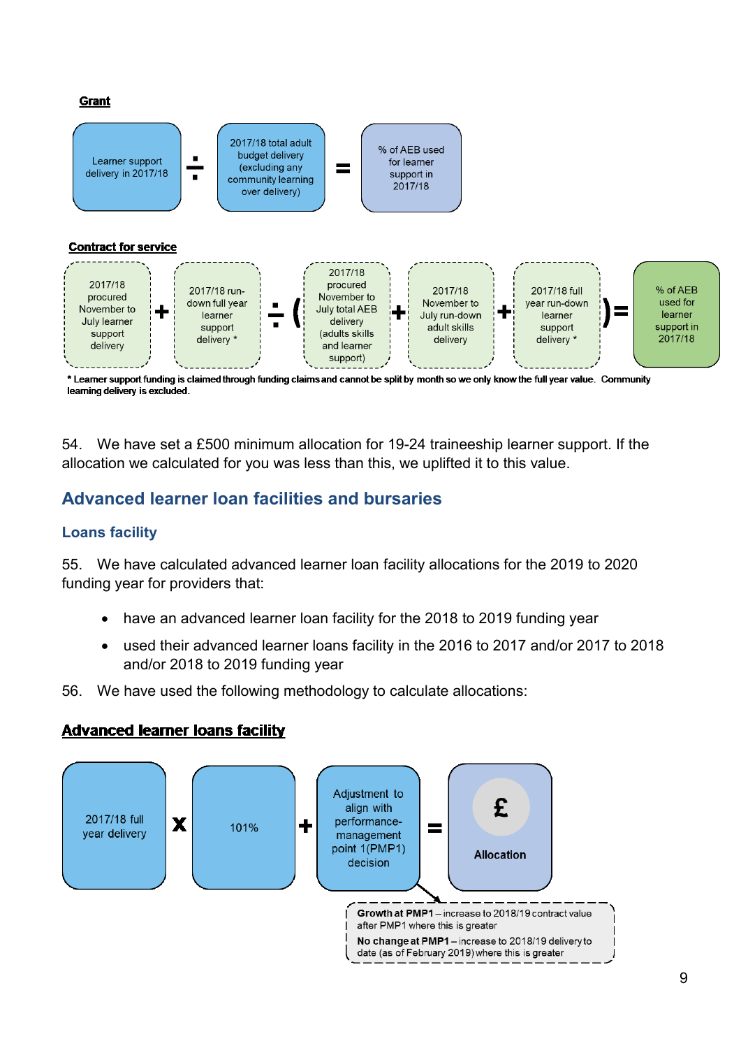**Grant**

Learner support delivery in 2017/18 ÷ 2017/18 total adult budget delivery (excluding any community learning over delivery) = % of AEB used for learner support in 2017/18

**Contract for service**

2017/18 procured November to July learner support delivery + 2017/18 run-down full year learner support delivery * ÷ ( 2017/18 procured November to July total AEB delivery (adults skills and learner support) + 2017/18 November to July run-down adult skills delivery + 2017/18 full year run-down learner support delivery * ) = % of AEB used for learner support in 2017/18

* Learner support funding is claimed through funding claims and cannot be split by month so we only know the full year value. Community learning delivery is excluded.

54. We have set a £500 minimum allocation for 19-24 traineeship learner support. If the allocation we calculated for you was less than this, we uplifted it to this value.

## Advanced learner loan facilities and bursaries

### Loans facility

55. We have calculated advanced learner loan facility allocations for the 2019 to 2020 funding year for providers that:

- have an advanced learner loan facility for the 2018 to 2019 funding year
- used their advanced learner loans facility in the 2016 to 2017 and/or 2017 to 2018 and/or 2018 to 2019 funding year

56. We have used the following methodology to calculate allocations:

**Advanced learner loans facility**

2017/18 full year delivery x 101% + Adjustment to align with performance-management point 1(PMP1) decision = £ Allocation

**Growth at PMP1** – increase to 2018/19 contract value after PMP1 where this is greater

**No change at PMP1** – increase to 2018/19 delivery to date (as of February 2019) where this is greater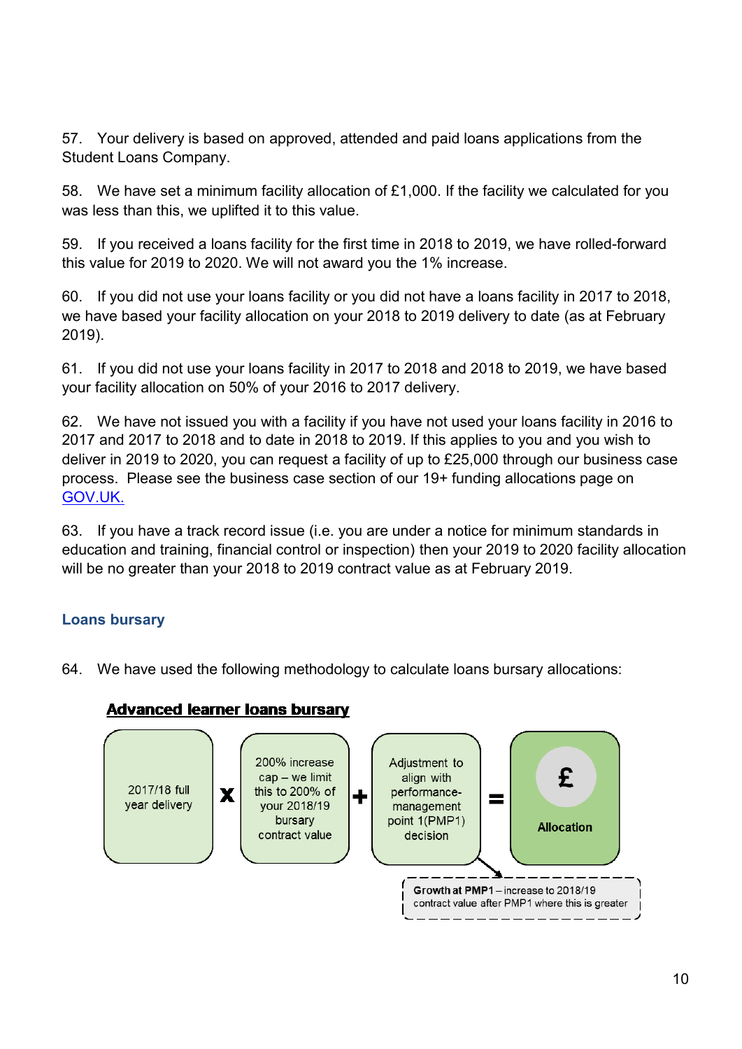57. Your delivery is based on approved, attended and paid loans applications from the Student Loans Company.

58. We have set a minimum facility allocation of £1,000. If the facility we calculated for you was less than this, we uplifted it to this value.

59. If you received a loans facility for the first time in 2018 to 2019, we have rolled-forward this value for 2019 to 2020. We will not award you the 1% increase.

60. If you did not use your loans facility or you did not have a loans facility in 2017 to 2018, we have based your facility allocation on your 2018 to 2019 delivery to date (as at February 2019).

61. If you did not use your loans facility in 2017 to 2018 and 2018 to 2019, we have based your facility allocation on 50% of your 2016 to 2017 delivery.

62. We have not issued you with a facility if you have not used your loans facility in 2016 to 2017 and 2017 to 2018 and to date in 2018 to 2019. If this applies to you and you wish to deliver in 2019 to 2020, you can request a facility of up to £25,000 through our business case process. Please see the business case section of our 19+ funding allocations page on [GOV.UK.](GOV.UK)

63. If you have a track record issue (i.e. you are under a notice for minimum standards in education and training, financial control or inspection) then your 2019 to 2020 facility allocation will be no greater than your 2018 to 2019 contract value as at February 2019.

### Loans bursary

64. We have used the following methodology to calculate loans bursary allocations:

**Advanced learner loans bursary**

2017/18 full year delivery **x** 200% increase cap – we limit this to 200% of your 2018/19 bursary contract value **+** Adjustment to align with performance-management point 1(PMP1) decision **=** £ **Allocation**

**Growth at PMP1** – increase to 2018/19 contract value after PMP1 where this is greater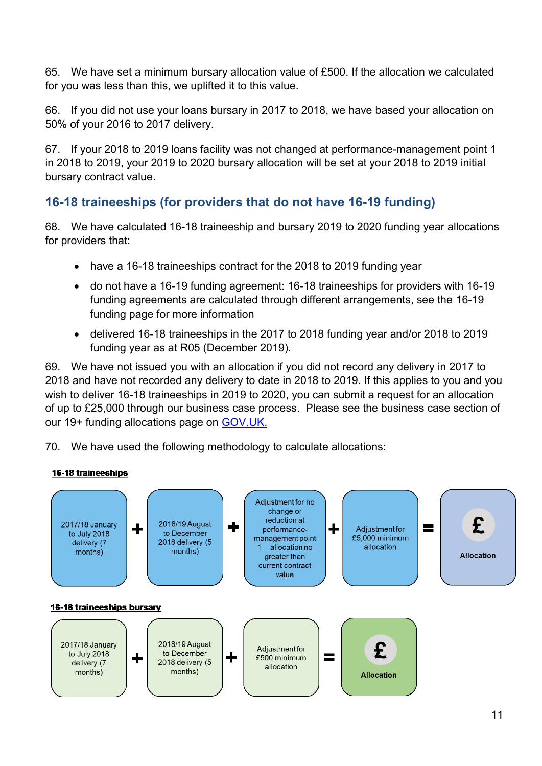65. We have set a minimum bursary allocation value of £500. If the allocation we calculated for you was less than this, we uplifted it to this value.

66. If you did not use your loans bursary in 2017 to 2018, we have based your allocation on 50% of your 2016 to 2017 delivery.

67. If your 2018 to 2019 loans facility was not changed at performance-management point 1 in 2018 to 2019, your 2019 to 2020 bursary allocation will be set at your 2018 to 2019 initial bursary contract value.

## 16-18 traineeships (for providers that do not have 16-19 funding)

68. We have calculated 16-18 traineeship and bursary 2019 to 2020 funding year allocations for providers that:

- have a 16-18 traineeships contract for the 2018 to 2019 funding year
- do not have a 16-19 funding agreement: 16-18 traineeships for providers with 16-19 funding agreements are calculated through different arrangements, see the 16-19 funding page for more information
- delivered 16-18 traineeships in the 2017 to 2018 funding year and/or 2018 to 2019 funding year as at R05 (December 2019).

69. We have not issued you with an allocation if you did not record any delivery in 2017 to 2018 and have not recorded any delivery to date in 2018 to 2019. If this applies to you and you wish to deliver 16-18 traineeships in 2019 to 2020, you can submit a request for an allocation of up to £25,000 through our business case process. Please see the business case section of our 19+ funding allocations page on GOV.UK.

70. We have used the following methodology to calculate allocations:

**16-18 traineeships**

2017/18 January to July 2018 delivery (7 months) + 2018/19 August to December 2018 delivery (5 months) + Adjustment for no change or reduction at performance-management point 1 - allocation no greater than current contract value + Adjustment for £5,000 minimum allocation = £ Allocation

**16-18 traineeships bursary**

2017/18 January to July 2018 delivery (7 months) + 2018/19 August to December 2018 delivery (5 months) + Adjustment for £500 minimum allocation = £ Allocation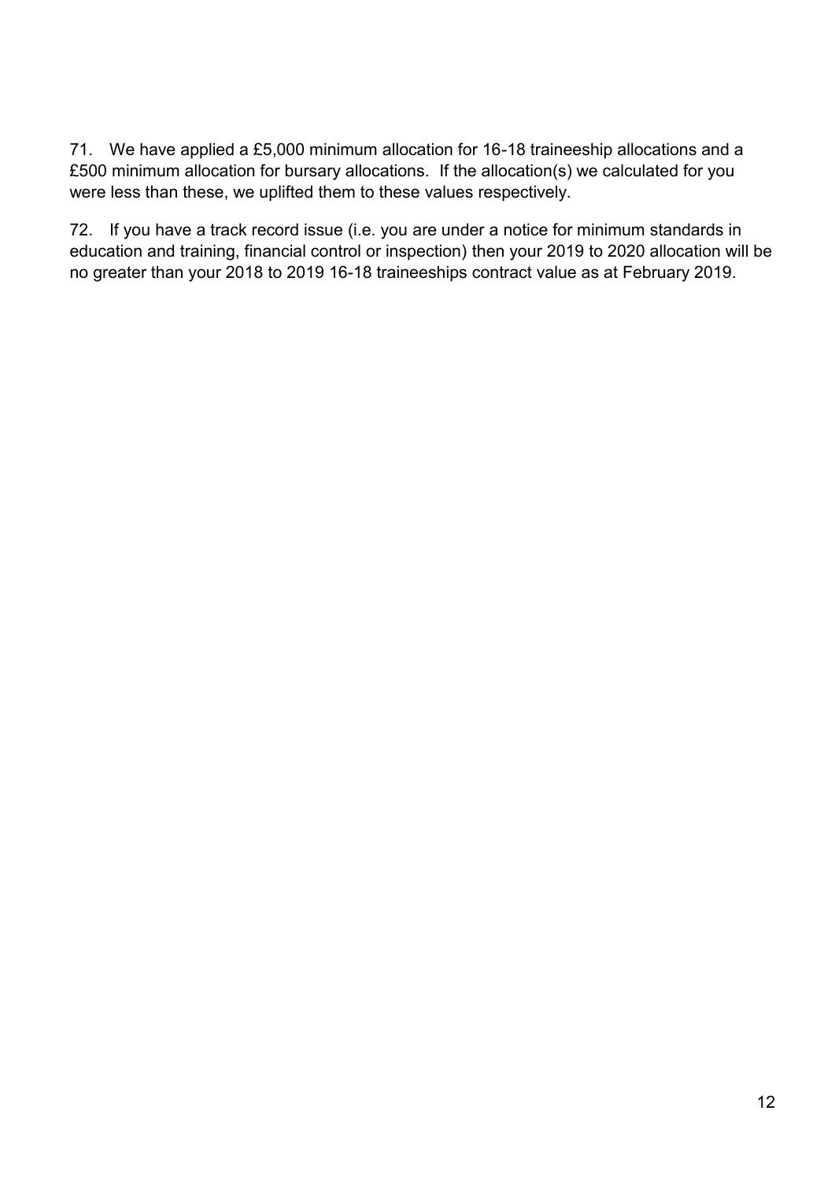71. We have applied a £5,000 minimum allocation for 16-18 traineeship allocations and a £500 minimum allocation for bursary allocations. If the allocation(s) we calculated for you were less than these, we uplifted them to these values respectively.

72. If you have a track record issue (i.e. you are under a notice for minimum standards in education and training, financial control or inspection) then your 2019 to 2020 allocation will be no greater than your 2018 to 2019 16-18 traineeships contract value as at February 2019.